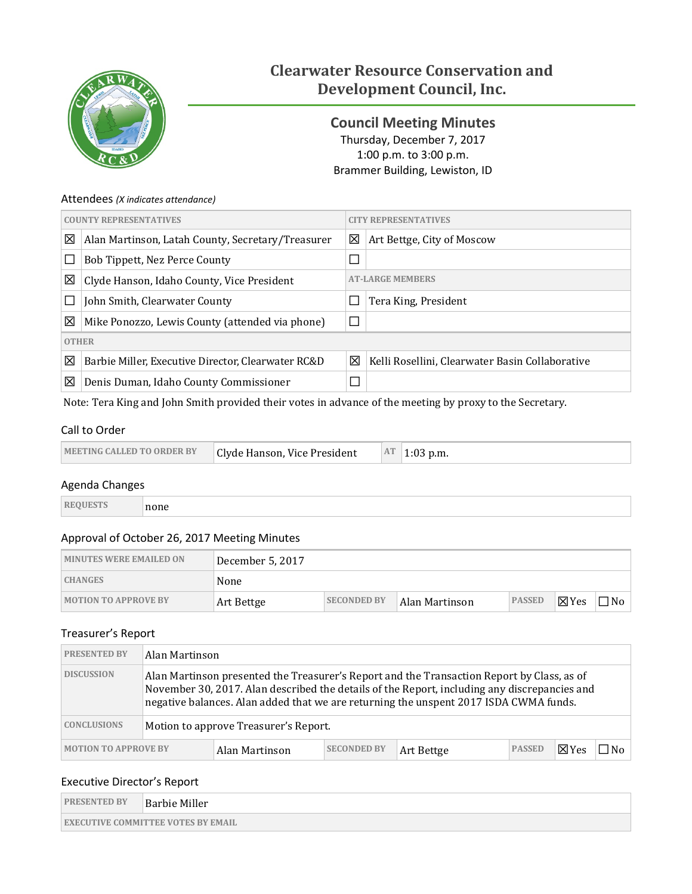# Clearwater Resource Conservation and Development Council, Inc.

## Council Meeting Minutes

Thursday, December 7, 2017
1:00 p.m. to 3:00 p.m.
Brammer Building, Lewiston, ID

### Attendees *(X indicates attendance)*

| COUNTY REPRESENTATIVES | | CITY REPRESENTATIVES | |
|---|---|---|---|
| ☒ | Alan Martinson, Latah County, Secretary/Treasurer | ☒ | Art Bettge, City of Moscow |
| ☐ | Bob Tippett, Nez Perce County | ☐ | |
| ☒ | Clyde Hanson, Idaho County, Vice President | **AT-LARGE MEMBERS** | |
| ☐ | John Smith, Clearwater County | ☐ | Tera King, President |
| ☒ | Mike Ponozzo, Lewis County (attended via phone) | ☐ | |
| **OTHER** | | | |
| ☒ | Barbie Miller, Executive Director, Clearwater RC&D | ☒ | Kelli Rosellini, Clearwater Basin Collaborative |
| ☒ | Denis Duman, Idaho County Commissioner | ☐ | |

Note: Tera King and John Smith provided their votes in advance of the meeting by proxy to the Secretary.

### Call to Order

| MEETING CALLED TO ORDER BY | Clyde Hanson, Vice President | AT | 1:03 p.m. |
|---|---|---|---|

### Agenda Changes

| REQUESTS | none |
|---|---|

### Approval of October 26, 2017 Meeting Minutes

| MINUTES WERE EMAILED ON | December 5, 2017 | | | | | |
|---|---|---|---|---|---|---|
| CHANGES | None | | | | | |
| MOTION TO APPROVE BY | Art Bettge | SECONDED BY | Alan Martinson | PASSED | ☒Yes | ☐No |

### Treasurer's Report

| PRESENTED BY | Alan Martinson | | | | | |
|---|---|---|---|---|---|---|
| DISCUSSION | Alan Martinson presented the Treasurer's Report and the Transaction Report by Class, as of November 30, 2017. Alan described the details of the Report, including any discrepancies and negative balances. Alan added that we are returning the unspent 2017 ISDA CWMA funds. | | | | | |
| CONCLUSIONS | Motion to approve Treasurer's Report. | | | | | |
| MOTION TO APPROVE BY | Alan Martinson | SECONDED BY | Art Bettge | PASSED | ☒Yes | ☐No |

### Executive Director's Report

| PRESENTED BY | Barbie Miller |
|---|---|
| EXECUTIVE COMMITTEE VOTES BY EMAIL | |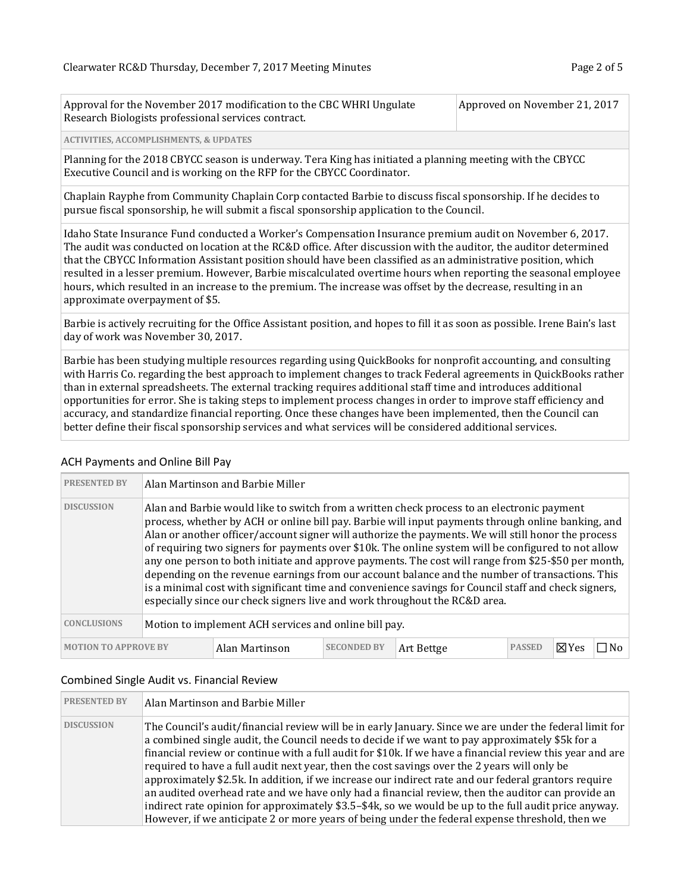| | |
|---|---|
| Approval for the November 2017 modification to the CBC WHRI Ungulate Research Biologists professional services contract. | Approved on November 21, 2017 |

**ACTIVITIES, ACCOMPLISHMENTS, & UPDATES**

Planning for the 2018 CBYCC season is underway. Tera King has initiated a planning meeting with the CBYCC Executive Council and is working on the RFP for the CBYCC Coordinator.

Chaplain Rayphe from Community Chaplain Corp contacted Barbie to discuss fiscal sponsorship. If he decides to pursue fiscal sponsorship, he will submit a fiscal sponsorship application to the Council.

Idaho State Insurance Fund conducted a Worker's Compensation Insurance premium audit on November 6, 2017. The audit was conducted on location at the RC&D office. After discussion with the auditor, the auditor determined that the CBYCC Information Assistant position should have been classified as an administrative position, which resulted in a lesser premium. However, Barbie miscalculated overtime hours when reporting the seasonal employee hours, which resulted in an increase to the premium. The increase was offset by the decrease, resulting in an approximate overpayment of $5.

Barbie is actively recruiting for the Office Assistant position, and hopes to fill it as soon as possible. Irene Bain's last day of work was November 30, 2017.

Barbie has been studying multiple resources regarding using QuickBooks for nonprofit accounting, and consulting with Harris Co. regarding the best approach to implement changes to track Federal agreements in QuickBooks rather than in external spreadsheets. The external tracking requires additional staff time and introduces additional opportunities for error. She is taking steps to implement process changes in order to improve staff efficiency and accuracy, and standardize financial reporting. Once these changes have been implemented, then the Council can better define their fiscal sponsorship services and what services will be considered additional services.

## ACH Payments and Online Bill Pay

| | |
|---|---|
| **PRESENTED BY** | Alan Martinson and Barbie Miller |
| **DISCUSSION** | Alan and Barbie would like to switch from a written check process to an electronic payment process, whether by ACH or online bill pay. Barbie will input payments through online banking, and Alan or another officer/account signer will authorize the payments. We will still honor the process of requiring two signers for payments over $10k. The online system will be configured to not allow any one person to both initiate and approve payments. The cost will range from $25-$50 per month, depending on the revenue earnings from our account balance and the number of transactions. This is a minimal cost with significant time and convenience savings for Council staff and check signers, especially since our check signers live and work throughout the RC&D area. |
| **CONCLUSIONS** | Motion to implement ACH services and online bill pay. |

| **MOTION TO APPROVE BY** | Alan Martinson | **SECONDED BY** | Art Bettge | **PASSED** | ☒Yes | ☐No |
|---|---|---|---|---|---|---|

## Combined Single Audit vs. Financial Review

| | |
|---|---|
| **PRESENTED BY** | Alan Martinson and Barbie Miller |
| **DISCUSSION** | The Council's audit/financial review will be in early January. Since we are under the federal limit for a combined single audit, the Council needs to decide if we want to pay approximately $5k for a financial review or continue with a full audit for $10k. If we have a financial review this year and are required to have a full audit next year, then the cost savings over the 2 years will only be approximately $2.5k. In addition, if we increase our indirect rate and our federal grantors require an audited overhead rate and we have only had a financial review, then the auditor can provide an indirect rate opinion for approximately $3.5–$4k, so we would be up to the full audit price anyway. However, if we anticipate 2 or more years of being under the federal expense threshold, then we |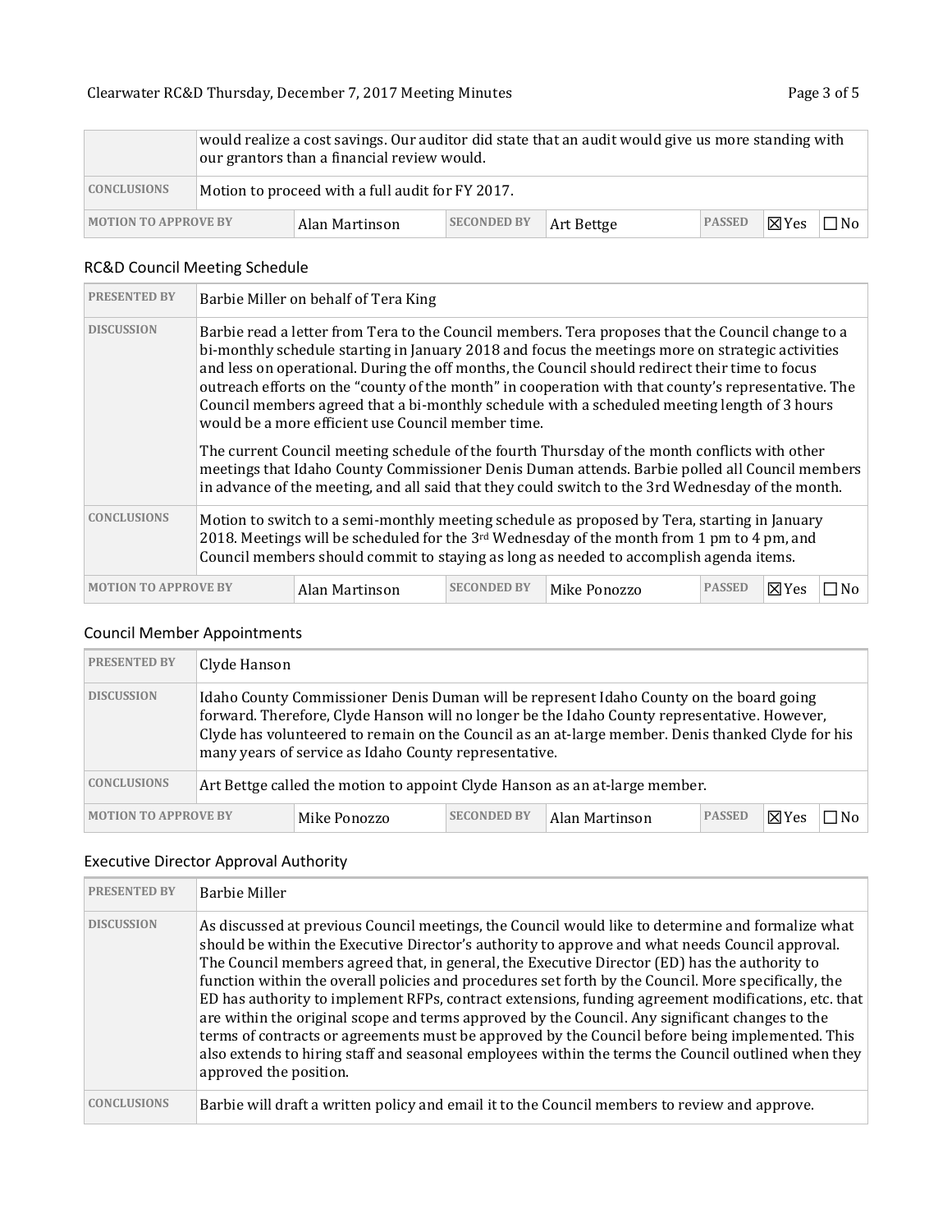| | | | | | | |
|---|---|---|---|---|---|---|
| | would realize a cost savings. Our auditor did state that an audit would give us more standing with our grantors than a financial review would. | | | | | |
| **CONCLUSIONS** | Motion to proceed with a full audit for FY 2017. | | | | | |
| **MOTION TO APPROVE BY** | Alan Martinson | **SECONDED BY** | Art Bettge | **PASSED** | ☒Yes | ☐No |

## RC&D Council Meeting Schedule

| | | | | | | |
|---|---|---|---|---|---|---|
| **PRESENTED BY** | Barbie Miller on behalf of Tera King | | | | | |
| **DISCUSSION** | Barbie read a letter from Tera to the Council members. Tera proposes that the Council change to a bi-monthly schedule starting in January 2018 and focus the meetings more on strategic activities and less on operational. During the off months, the Council should redirect their time to focus outreach efforts on the "county of the month" in cooperation with that county's representative. The Council members agreed that a bi-monthly schedule with a scheduled meeting length of 3 hours would be a more efficient use Council member time.<br><br>The current Council meeting schedule of the fourth Thursday of the month conflicts with other meetings that Idaho County Commissioner Denis Duman attends. Barbie polled all Council members in advance of the meeting, and all said that they could switch to the 3rd Wednesday of the month. | | | | | |
| **CONCLUSIONS** | Motion to switch to a semi-monthly meeting schedule as proposed by Tera, starting in January 2018. Meetings will be scheduled for the 3rd Wednesday of the month from 1 pm to 4 pm, and Council members should commit to staying as long as needed to accomplish agenda items. | | | | | |
| **MOTION TO APPROVE BY** | Alan Martinson | **SECONDED BY** | Mike Ponozzo | **PASSED** | ☒Yes | ☐No |

## Council Member Appointments

| | | | | | | |
|---|---|---|---|---|---|---|
| **PRESENTED BY** | Clyde Hanson | | | | | |
| **DISCUSSION** | Idaho County Commissioner Denis Duman will be represent Idaho County on the board going forward. Therefore, Clyde Hanson will no longer be the Idaho County representative. However, Clyde has volunteered to remain on the Council as an at-large member. Denis thanked Clyde for his many years of service as Idaho County representative. | | | | | |
| **CONCLUSIONS** | Art Bettge called the motion to appoint Clyde Hanson as an at-large member. | | | | | |
| **MOTION TO APPROVE BY** | Mike Ponozzo | **SECONDED BY** | Alan Martinson | **PASSED** | ☒Yes | ☐No |

## Executive Director Approval Authority

| | |
|---|---|
| **PRESENTED BY** | Barbie Miller |
| **DISCUSSION** | As discussed at previous Council meetings, the Council would like to determine and formalize what should be within the Executive Director's authority to approve and what needs Council approval. The Council members agreed that, in general, the Executive Director (ED) has the authority to function within the overall policies and procedures set forth by the Council. More specifically, the ED has authority to implement RFPs, contract extensions, funding agreement modifications, etc. that are within the original scope and terms approved by the Council. Any significant changes to the terms of contracts or agreements must be approved by the Council before being implemented. This also extends to hiring staff and seasonal employees within the terms the Council outlined when they approved the position. |
| **CONCLUSIONS** | Barbie will draft a written policy and email it to the Council members to review and approve. |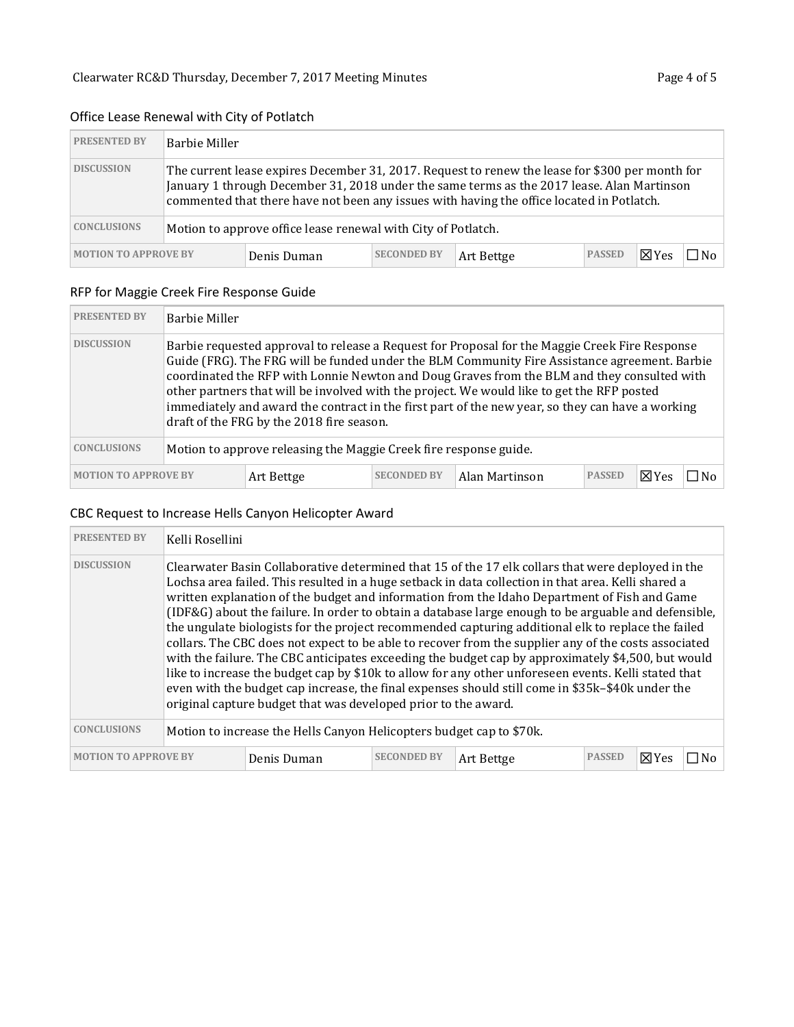## Office Lease Renewal with City of Potlatch

| PRESENTED BY | Barbie Miller | | | | | |
|---|---|---|---|---|---|---|
| DISCUSSION | The current lease expires December 31, 2017. Request to renew the lease for $300 per month for January 1 through December 31, 2018 under the same terms as the 2017 lease. Alan Martinson commented that there have not been any issues with having the office located in Potlatch. | | | | | |
| CONCLUSIONS | Motion to approve office lease renewal with City of Potlatch. | | | | | |
| MOTION TO APPROVE BY | Denis Duman | SECONDED BY | Art Bettge | PASSED | ☒Yes | ☐No |

## RFP for Maggie Creek Fire Response Guide

| PRESENTED BY | Barbie Miller | | | | | |
|---|---|---|---|---|---|---|
| DISCUSSION | Barbie requested approval to release a Request for Proposal for the Maggie Creek Fire Response Guide (FRG). The FRG will be funded under the BLM Community Fire Assistance agreement. Barbie coordinated the RFP with Lonnie Newton and Doug Graves from the BLM and they consulted with other partners that will be involved with the project. We would like to get the RFP posted immediately and award the contract in the first part of the new year, so they can have a working draft of the FRG by the 2018 fire season. | | | | | |
| CONCLUSIONS | Motion to approve releasing the Maggie Creek fire response guide. | | | | | |
| MOTION TO APPROVE BY | Art Bettge | SECONDED BY | Alan Martinson | PASSED | ☒Yes | ☐No |

## CBC Request to Increase Hells Canyon Helicopter Award

| PRESENTED BY | Kelli Rosellini | | | | | |
|---|---|---|---|---|---|---|
| DISCUSSION | Clearwater Basin Collaborative determined that 15 of the 17 elk collars that were deployed in the Lochsa area failed. This resulted in a huge setback in data collection in that area. Kelli shared a written explanation of the budget and information from the Idaho Department of Fish and Game (IDF&G) about the failure. In order to obtain a database large enough to be arguable and defensible, the ungulate biologists for the project recommended capturing additional elk to replace the failed collars. The CBC does not expect to be able to recover from the supplier any of the costs associated with the failure. The CBC anticipates exceeding the budget cap by approximately $4,500, but would like to increase the budget cap by $10k to allow for any other unforeseen events. Kelli stated that even with the budget cap increase, the final expenses should still come in $35k–$40k under the original capture budget that was developed prior to the award. | | | | | |
| CONCLUSIONS | Motion to increase the Hells Canyon Helicopters budget cap to $70k. | | | | | |
| MOTION TO APPROVE BY | Denis Duman | SECONDED BY | Art Bettge | PASSED | ☒Yes | ☐No |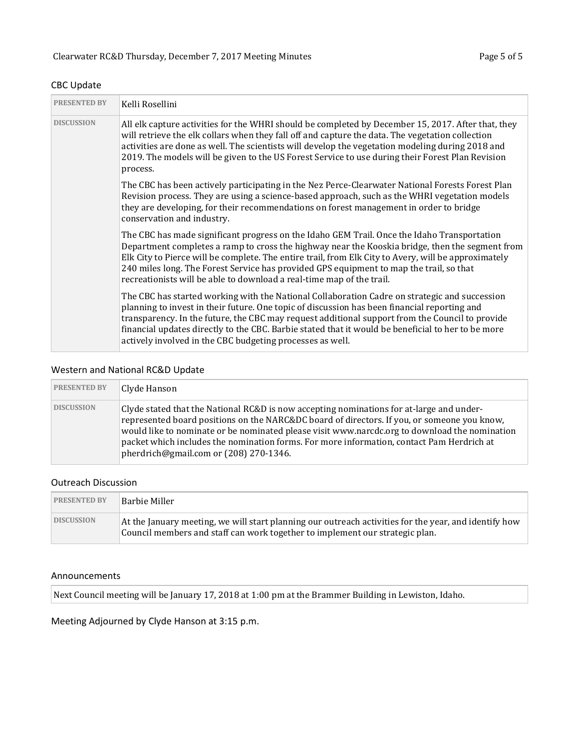## CBC Update

| | |
|---|---|
| **PRESENTED BY** | Kelli Rosellini |
| **DISCUSSION** | All elk capture activities for the WHRI should be completed by December 15, 2017. After that, they will retrieve the elk collars when they fall off and capture the data. The vegetation collection activities are done as well. The scientists will develop the vegetation modeling during 2018 and 2019. The models will be given to the US Forest Service to use during their Forest Plan Revision process.<br><br>The CBC has been actively participating in the Nez Perce-Clearwater National Forests Forest Plan Revision process. They are using a science-based approach, such as the WHRI vegetation models they are developing, for their recommendations on forest management in order to bridge conservation and industry.<br><br>The CBC has made significant progress on the Idaho GEM Trail. Once the Idaho Transportation Department completes a ramp to cross the highway near the Kooskia bridge, then the segment from Elk City to Pierce will be complete. The entire trail, from Elk City to Avery, will be approximately 240 miles long. The Forest Service has provided GPS equipment to map the trail, so that recreationists will be able to download a real-time map of the trail.<br><br>The CBC has started working with the National Collaboration Cadre on strategic and succession planning to invest in their future. One topic of discussion has been financial reporting and transparency. In the future, the CBC may request additional support from the Council to provide financial updates directly to the CBC. Barbie stated that it would be beneficial to her to be more actively involved in the CBC budgeting processes as well. |

## Western and National RC&D Update

| | |
|---|---|
| **PRESENTED BY** | Clyde Hanson |
| **DISCUSSION** | Clyde stated that the National RC&D is now accepting nominations for at-large and under-represented board positions on the NARC&DC board of directors. If you, or someone you know, would like to nominate or be nominated please visit www.narcdc.org to download the nomination packet which includes the nomination forms. For more information, contact Pam Herdrich at pherdrich@gmail.com or (208) 270-1346. |

## Outreach Discussion

| | |
|---|---|
| **PRESENTED BY** | Barbie Miller |
| **DISCUSSION** | At the January meeting, we will start planning our outreach activities for the year, and identify how Council members and staff can work together to implement our strategic plan. |

## Announcements

Next Council meeting will be January 17, 2018 at 1:00 pm at the Brammer Building in Lewiston, Idaho.

Meeting Adjourned by Clyde Hanson at 3:15 p.m.